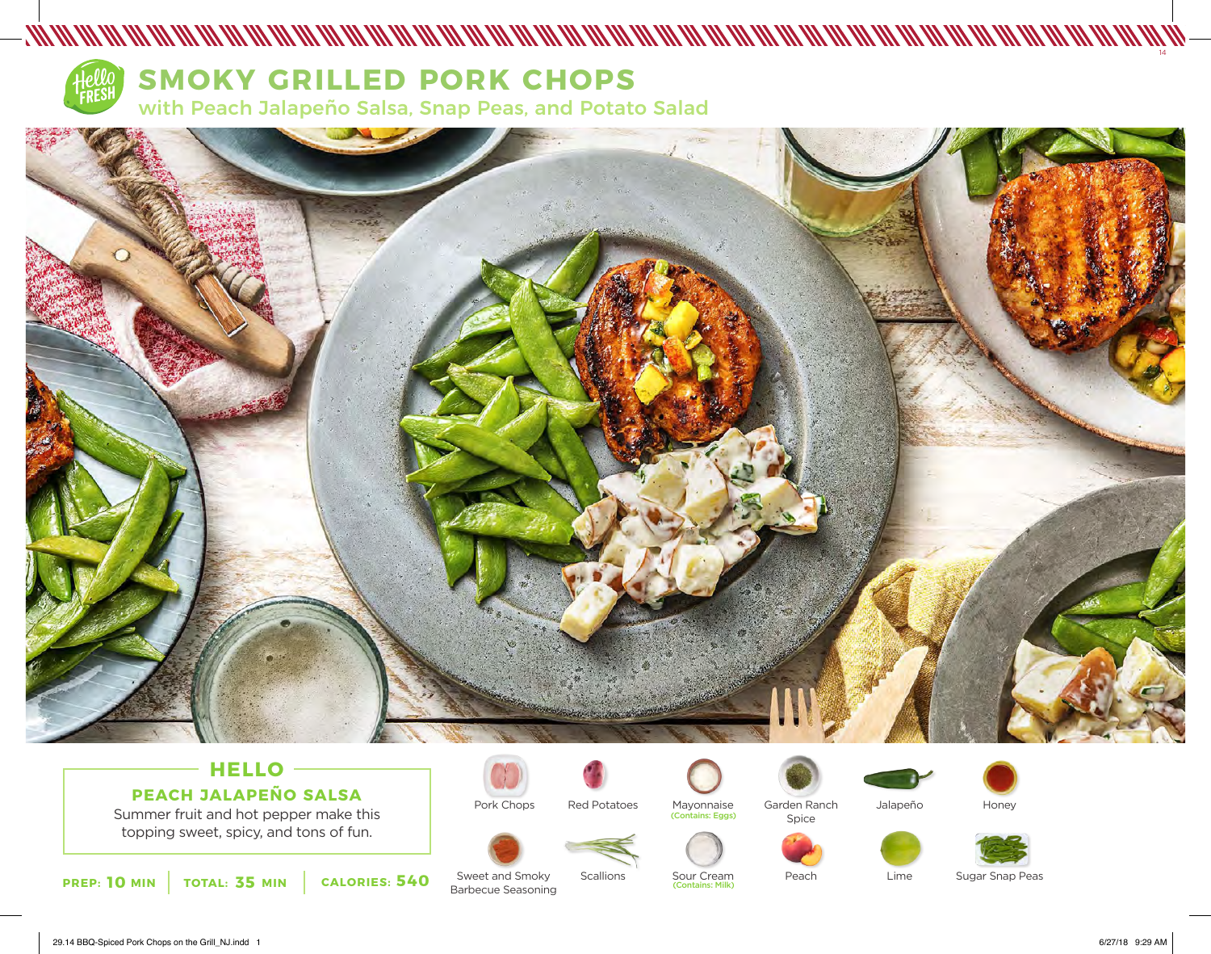# SMOKY GRILLED PORK CHOPS

## with Peach Jalapeño Salsa, Snap Peas, and Potato Salad

## HELLO

### PEACH JALAPEÑO SALSA

Summer fruit and hot pepper make this topping sweet, spicy, and tons of fun.

**PREP: 10 MIN** | **TOTAL: 35 MIN** | **CALORIES: 540**

- Pork Chops
- Red Potatoes
- Mayonnaise (Contains: Eggs)
- Garden Ranch Spice
- Jalapeño
- Honey
- Sweet and Smoky Barbecue Seasoning
- Scallions
- Sour Cream (Contains: Milk)
- Peach
- Lime
- Sugar Snap Peas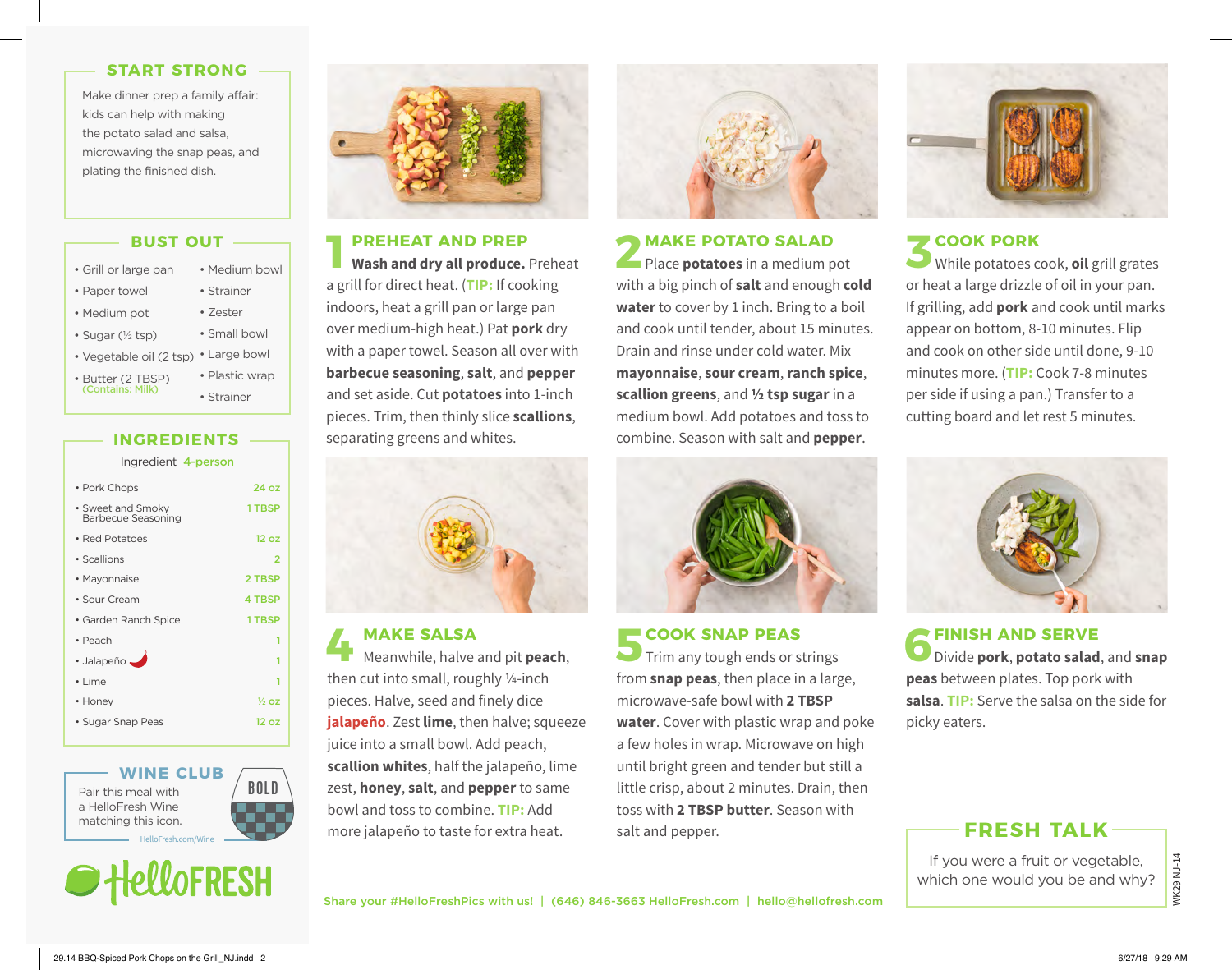## START STRONG

Make dinner prep a family affair: kids can help with making the potato salad and salsa, microwaving the snap peas, and plating the finished dish.

## BUST OUT

- Grill or large pan
- Paper towel
- Medium pot
- Sugar (½ tsp)
- Vegetable oil (2 tsp)
- Butter (2 TBSP) (Contains: Milk)
- Medium bowl
- Strainer
- Zester
- Small bowl
- Large bowl
- Plastic wrap
- Strainer

## INGREDIENTS

| Ingredient | 4-person |
|---|---|
| Pork Chops | 24 oz |
| Sweet and Smoky Barbecue Seasoning | 1 TBSP |
| Red Potatoes | 12 oz |
| Scallions | 2 |
| Mayonnaise | 2 TBSP |
| Sour Cream | 4 TBSP |
| Garden Ranch Spice | 1 TBSP |
| Peach | 1 |
| Jalapeño | 1 |
| Lime | 1 |
| Honey | ½ oz |
| Sugar Snap Peas | 12 oz |

## WINE CLUB

Pair this meal with a HelloFresh Wine matching this icon.

BOLD

HelloFresh.com/Wine

HelloFRESH

## 1 PREHEAT AND PREP

**Wash and dry all produce.** Preheat a grill for direct heat. (**TIP:** If cooking indoors, heat a grill pan or large pan over medium-high heat.) Pat **pork** dry with a paper towel. Season all over with **barbecue seasoning**, **salt**, and **pepper** and set aside. Cut **potatoes** into 1-inch pieces. Trim, then thinly slice **scallions**, separating greens and whites.

## 2 MAKE POTATO SALAD

Place **potatoes** in a medium pot with a big pinch of **salt** and enough **cold water** to cover by 1 inch. Bring to a boil and cook until tender, about 15 minutes. Drain and rinse under cold water. Mix **mayonnaise**, **sour cream**, **ranch spice**, **scallion greens**, and **½ tsp sugar** in a medium bowl. Add potatoes and toss to combine. Season with salt and **pepper**.

## 3 COOK PORK

While potatoes cook, **oil** grill grates or heat a large drizzle of oil in your pan. If grilling, add **pork** and cook until marks appear on bottom, 8-10 minutes. Flip and cook on other side until done, 9-10 minutes more. (**TIP:** Cook 7-8 minutes per side if using a pan.) Transfer to a cutting board and let rest 5 minutes.

## 4 MAKE SALSA

Meanwhile, halve and pit **peach**, then cut into small, roughly ¼-inch pieces. Halve, seed and finely dice **jalapeño**. Zest **lime**, then halve; squeeze juice into a small bowl. Add peach, **scallion whites**, half the jalapeño, lime zest, **honey**, **salt**, and **pepper** to same bowl and toss to combine. **TIP:** Add more jalapeño to taste for extra heat.

## 5 COOK SNAP PEAS

Trim any tough ends or strings from **snap peas**, then place in a large, microwave-safe bowl with **2 TBSP water**. Cover with plastic wrap and poke a few holes in wrap. Microwave on high until bright green and tender but still a little crisp, about 2 minutes. Drain, then toss with **2 TBSP butter**. Season with salt and pepper.

## 6 FINISH AND SERVE

Divide **pork**, **potato salad**, and **snap peas** between plates. Top pork with **salsa**. **TIP:** Serve the salsa on the side for picky eaters.

## FRESH TALK

If you were a fruit or vegetable, which one would you be and why?

Share your #HelloFreshPics with us! | (646) 846-3663 HelloFresh.com | hello@hellofresh.com

WK29 NJ-14